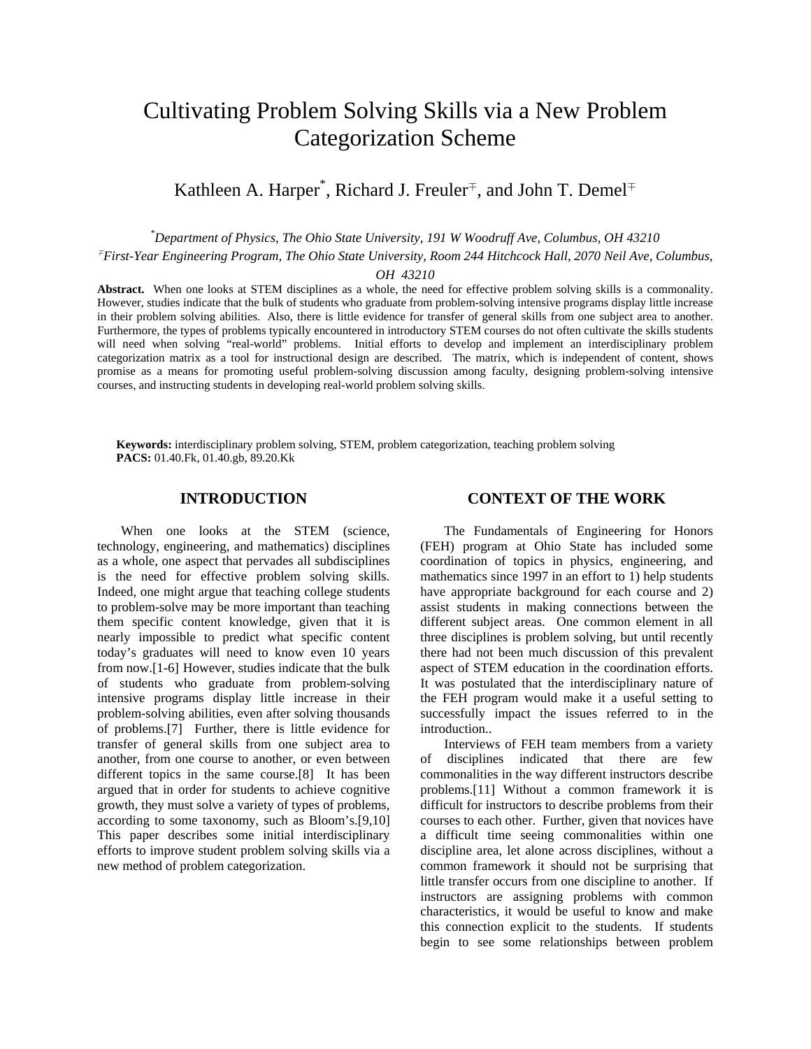# Cultivating Problem Solving Skills via a New Problem Categorization Scheme

Kathleen A. Harper[*], Richard J. Freuler[∓], and John T. Demel[∓]

[*]*Department of Physics, The Ohio State University, 191 W Woodruff Ave, Columbus, OH 43210*

[∓]*First-Year Engineering Program, The Ohio State University, Room 244 Hitchcock Hall, 2070 Neil Ave, Columbus, OH 43210*

**Abstract.** When one looks at STEM disciplines as a whole, the need for effective problem solving skills is a commonality. However, studies indicate that the bulk of students who graduate from problem-solving intensive programs display little increase in their problem solving abilities. Also, there is little evidence for transfer of general skills from one subject area to another. Furthermore, the types of problems typically encountered in introductory STEM courses do not often cultivate the skills students will need when solving "real-world" problems. Initial efforts to develop and implement an interdisciplinary problem categorization matrix as a tool for instructional design are described. The matrix, which is independent of content, shows promise as a means for promoting useful problem-solving discussion among faculty, designing problem-solving intensive courses, and instructing students in developing real-world problem solving skills.

**Keywords:** interdisciplinary problem solving, STEM, problem categorization, teaching problem solving
**PACS:** 01.40.Fk, 01.40.gb, 89.20.Kk

## INTRODUCTION

When one looks at the STEM (science, technology, engineering, and mathematics) disciplines as a whole, one aspect that pervades all subdisciplines is the need for effective problem solving skills. Indeed, one might argue that teaching college students to problem-solve may be more important than teaching them specific content knowledge, given that it is nearly impossible to predict what specific content today's graduates will need to know even 10 years from now.[1-6] However, studies indicate that the bulk of students who graduate from problem-solving intensive programs display little increase in their problem-solving abilities, even after solving thousands of problems.[7] Further, there is little evidence for transfer of general skills from one subject area to another, from one course to another, or even between different topics in the same course.[8] It has been argued that in order for students to achieve cognitive growth, they must solve a variety of types of problems, according to some taxonomy, such as Bloom's.[9,10] This paper describes some initial interdisciplinary efforts to improve student problem solving skills via a new method of problem categorization.

## CONTEXT OF THE WORK

The Fundamentals of Engineering for Honors (FEH) program at Ohio State has included some coordination of topics in physics, engineering, and mathematics since 1997 in an effort to 1) help students have appropriate background for each course and 2) assist students in making connections between the different subject areas. One common element in all three disciplines is problem solving, but until recently there had not been much discussion of this prevalent aspect of STEM education in the coordination efforts. It was postulated that the interdisciplinary nature of the FEH program would make it a useful setting to successfully impact the issues referred to in the introduction..

Interviews of FEH team members from a variety of disciplines indicated that there are few commonalities in the way different instructors describe problems.[11] Without a common framework it is difficult for instructors to describe problems from their courses to each other. Further, given that novices have a difficult time seeing commonalities within one discipline area, let alone across disciplines, without a common framework it should not be surprising that little transfer occurs from one discipline to another. If instructors are assigning problems with common characteristics, it would be useful to know and make this connection explicit to the students. If students begin to see some relationships between problem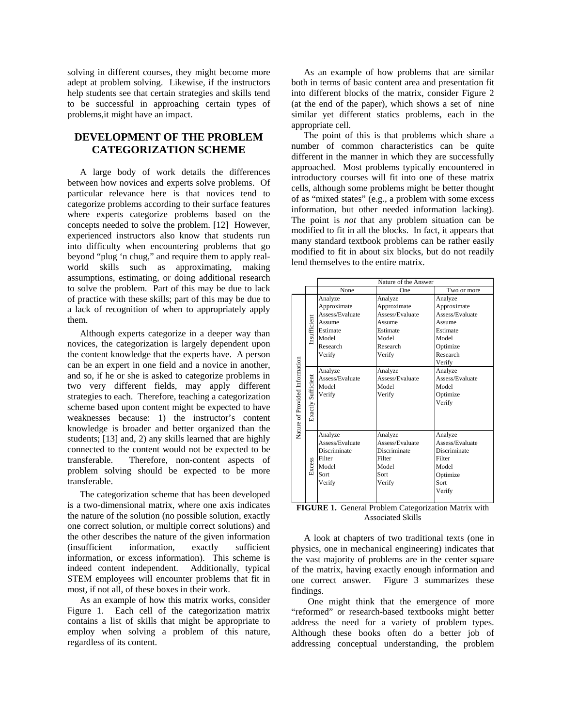solving in different courses, they might become more adept at problem solving. Likewise, if the instructors help students see that certain strategies and skills tend to be successful in approaching certain types of problems,it might have an impact.

## DEVELOPMENT OF THE PROBLEM CATEGORIZATION SCHEME

A large body of work details the differences between how novices and experts solve problems. Of particular relevance here is that novices tend to categorize problems according to their surface features where experts categorize problems based on the concepts needed to solve the problem. [12] However, experienced instructors also know that students run into difficulty when encountering problems that go beyond "plug 'n chug," and require them to apply real-world skills such as approximating, making assumptions, estimating, or doing additional research to solve the problem. Part of this may be due to lack of practice with these skills; part of this may be due to a lack of recognition of when to appropriately apply them.

Although experts categorize in a deeper way than novices, the categorization is largely dependent upon the content knowledge that the experts have. A person can be an expert in one field and a novice in another, and so, if he or she is asked to categorize problems in two very different fields, may apply different strategies to each. Therefore, teaching a categorization scheme based upon content might be expected to have weaknesses because: 1) the instructor's content knowledge is broader and better organized than the students; [13] and, 2) any skills learned that are highly connected to the content would not be expected to be transferable. Therefore, non-content aspects of problem solving should be expected to be more transferable.

The categorization scheme that has been developed is a two-dimensional matrix, where one axis indicates the nature of the solution (no possible solution, exactly one correct solution, or multiple correct solutions) and the other describes the nature of the given information (insufficient information, exactly sufficient information, or excess information). This scheme is indeed content independent. Additionally, typical STEM employees will encounter problems that fit in most, if not all, of these boxes in their work.

As an example of how this matrix works, consider Figure 1. Each cell of the categorization matrix contains a list of skills that might be appropriate to employ when solving a problem of this nature, regardless of its content.

As an example of how problems that are similar both in terms of basic content area and presentation fit into different blocks of the matrix, consider Figure 2 (at the end of the paper), which shows a set of nine similar yet different statics problems, each in the appropriate cell.

The point of this is that problems which share a number of common characteristics can be quite different in the manner in which they are successfully approached. Most problems typically encountered in introductory courses will fit into one of these matrix cells, although some problems might be better thought of as "mixed states" (e.g., a problem with some excess information, but other needed information lacking). The point is *not* that any problem situation can be modified to fit in all the blocks. In fact, it appears that many standard textbook problems can be rather easily modified to fit in about six blocks, but do not readily lend themselves to the entire matrix.

| Nature of Provided Information | Nature of the Answer: None | One | Two or more |
|---|---|---|---|
| Insufficient | Analyze<br>Approximate<br>Assess/Evaluate<br>Assume<br>Estimate<br>Model<br>Research<br>Verify | Analyze<br>Approximate<br>Assess/Evaluate<br>Assume<br>Estimate<br>Model<br>Research<br>Verify | Analyze<br>Approximate<br>Assess/Evaluate<br>Assume<br>Estimate<br>Model<br>Optimize<br>Research<br>Verify |
| Exactly Sufficient | Analyze<br>Assess/Evaluate<br>Model<br>Verify | Analyze<br>Assess/Evaluate<br>Model<br>Verify | Analyze<br>Assess/Evaluate<br>Model<br>Optimize<br>Verify |
| Excess | Analyze<br>Assess/Evaluate<br>Discriminate<br>Filter<br>Model<br>Sort<br>Verify | Analyze<br>Assess/Evaluate<br>Discriminate<br>Filter<br>Model<br>Sort<br>Verify | Analyze<br>Assess/Evaluate<br>Discriminate<br>Filter<br>Model<br>Optimize<br>Sort<br>Verify |

**FIGURE 1.** General Problem Categorization Matrix with Associated Skills

A look at chapters of two traditional texts (one in physics, one in mechanical engineering) indicates that the vast majority of problems are in the center square of the matrix, having exactly enough information and one correct answer. Figure 3 summarizes these findings.

One might think that the emergence of more "reformed" or research-based textbooks might better address the need for a variety of problem types. Although these books often do a better job of addressing conceptual understanding, the problem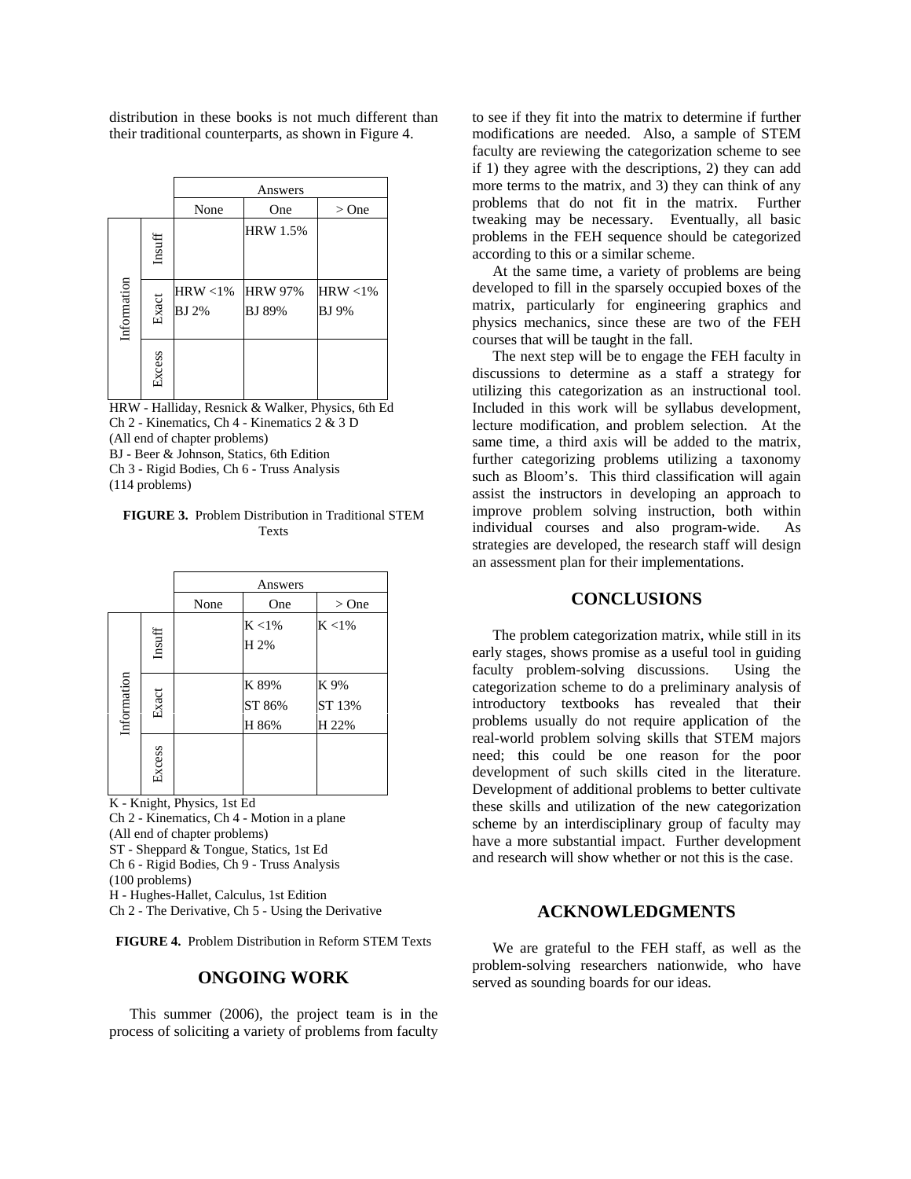distribution in these books is not much different than their traditional counterparts, as shown in Figure 4.

| | | Answers | | |
|---|---|---|---|---|
| | | None | One | > One |
| Information | Insuff | | HRW 1.5% | |
| | Exact | HRW <1%<br>BJ 2% | HRW 97%<br>BJ 89% | HRW <1%<br>BJ 9% |
| | Excess | | | |

HRW - Halliday, Resnick & Walker, Physics, 6th Ed
Ch 2 - Kinematics, Ch 4 - Kinematics 2 & 3 D
(All end of chapter problems)
BJ - Beer & Johnson, Statics, 6th Edition
Ch 3 - Rigid Bodies, Ch 6 - Truss Analysis
(114 problems)

**FIGURE 3.** Problem Distribution in Traditional STEM Texts

| | | Answers | | |
|---|---|---|---|---|
| | | None | One | > One |
| Information | Insuff | | K <1%<br>H 2% | K <1% |
| | Exact | | K 89%<br>ST 86%<br>H 86% | K 9%<br>ST 13%<br>H 22% |
| | Excess | | | |

K - Knight, Physics, 1st Ed
Ch 2 - Kinematics, Ch 4 - Motion in a plane
(All end of chapter problems)
ST - Sheppard & Tongue, Statics, 1st Ed
Ch 6 - Rigid Bodies, Ch 9 - Truss Analysis
(100 problems)
H - Hughes-Hallet, Calculus, 1st Edition
Ch 2 - The Derivative, Ch 5 - Using the Derivative

**FIGURE 4.** Problem Distribution in Reform STEM Texts

## ONGOING WORK

This summer (2006), the project team is in the process of soliciting a variety of problems from faculty to see if they fit into the matrix to determine if further modifications are needed. Also, a sample of STEM faculty are reviewing the categorization scheme to see if 1) they agree with the descriptions, 2) they can add more terms to the matrix, and 3) they can think of any problems that do not fit in the matrix. Further tweaking may be necessary. Eventually, all basic problems in the FEH sequence should be categorized according to this or a similar scheme.

At the same time, a variety of problems are being developed to fill in the sparsely occupied boxes of the matrix, particularly for engineering graphics and physics mechanics, since these are two of the FEH courses that will be taught in the fall.

The next step will be to engage the FEH faculty in discussions to determine as a staff a strategy for utilizing this categorization as an instructional tool. Included in this work will be syllabus development, lecture modification, and problem selection. At the same time, a third axis will be added to the matrix, further categorizing problems utilizing a taxonomy such as Bloom's. This third classification will again assist the instructors in developing an approach to improve problem solving instruction, both within individual courses and also program-wide. As strategies are developed, the research staff will design an assessment plan for their implementations.

## CONCLUSIONS

The problem categorization matrix, while still in its early stages, shows promise as a useful tool in guiding faculty problem-solving discussions. Using the categorization scheme to do a preliminary analysis of introductory textbooks has revealed that their problems usually do not require application of the real-world problem solving skills that STEM majors need; this could be one reason for the poor development of such skills cited in the literature. Development of additional problems to better cultivate these skills and utilization of the new categorization scheme by an interdisciplinary group of faculty may have a more substantial impact. Further development and research will show whether or not this is the case.

## ACKNOWLEDGMENTS

We are grateful to the FEH staff, as well as the problem-solving researchers nationwide, who have served as sounding boards for our ideas.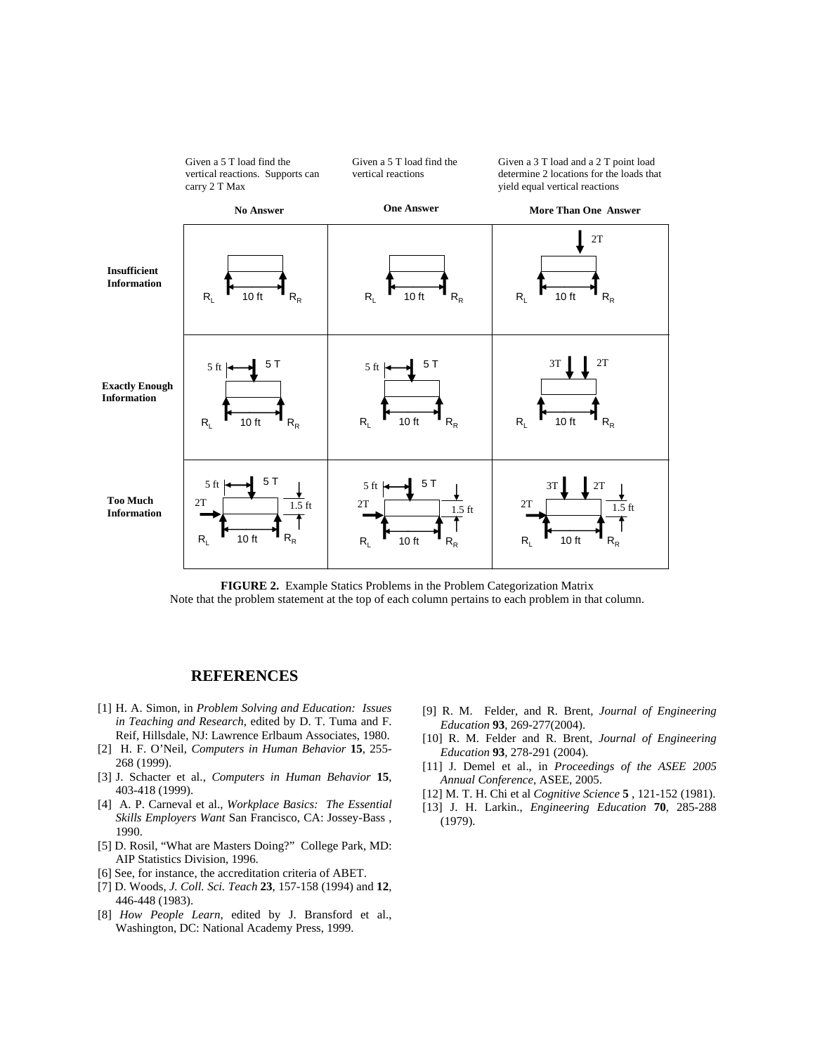Given a 5 T load find the vertical reactions. Supports can carry 2 T Max

Given a 5 T load find the vertical reactions

Given a 3 T load and a 2 T point load determine 2 locations for the loads that yield equal vertical reactions

No Answer

One Answer

More Than One Answer

Insufficient Information

Exactly Enough Information

Too Much Information

2T

$R_L$ 10 ft $R_R$

5 ft 5 T

3T 2T

1.5 ft

**FIGURE 2.** Example Statics Problems in the Problem Categorization Matrix
Note that the problem statement at the top of each column pertains to each problem in that column.

## REFERENCES

[1] H. A. Simon, in *Problem Solving and Education: Issues in Teaching and Research*, edited by D. T. Tuma and F. Reif, Hillsdale, NJ: Lawrence Erlbaum Associates, 1980.

[2] H. F. O'Neil, *Computers in Human Behavior* **15**, 255-268 (1999).

[3] J. Schacter et al., *Computers in Human Behavior* **15**, 403-418 (1999).

[4] A. P. Carneval et al., *Workplace Basics: The Essential Skills Employers Want* San Francisco, CA: Jossey-Bass , 1990.

[5] D. Rosil, "What are Masters Doing?" College Park, MD: AIP Statistics Division, 1996.

[6] See, for instance, the accreditation criteria of ABET.

[7] D. Woods, *J. Coll. Sci. Teach* **23**, 157-158 (1994) and **12**, 446-448 (1983).

[8] *How People Learn*, edited by J. Bransford et al., Washington, DC: National Academy Press, 1999.

[9] R. M. Felder, and R. Brent, *Journal of Engineering Education* **93**, 269-277(2004).

[10] R. M. Felder and R. Brent, *Journal of Engineering Education* **93**, 278-291 (2004).

[11] J. Demel et al., in *Proceedings of the ASEE 2005 Annual Conference*, ASEE, 2005.

[12] M. T. H. Chi et al *Cognitive Science* **5** , 121-152 (1981).

[13] J. H. Larkin., *Engineering Education* **70**, 285-288 (1979).